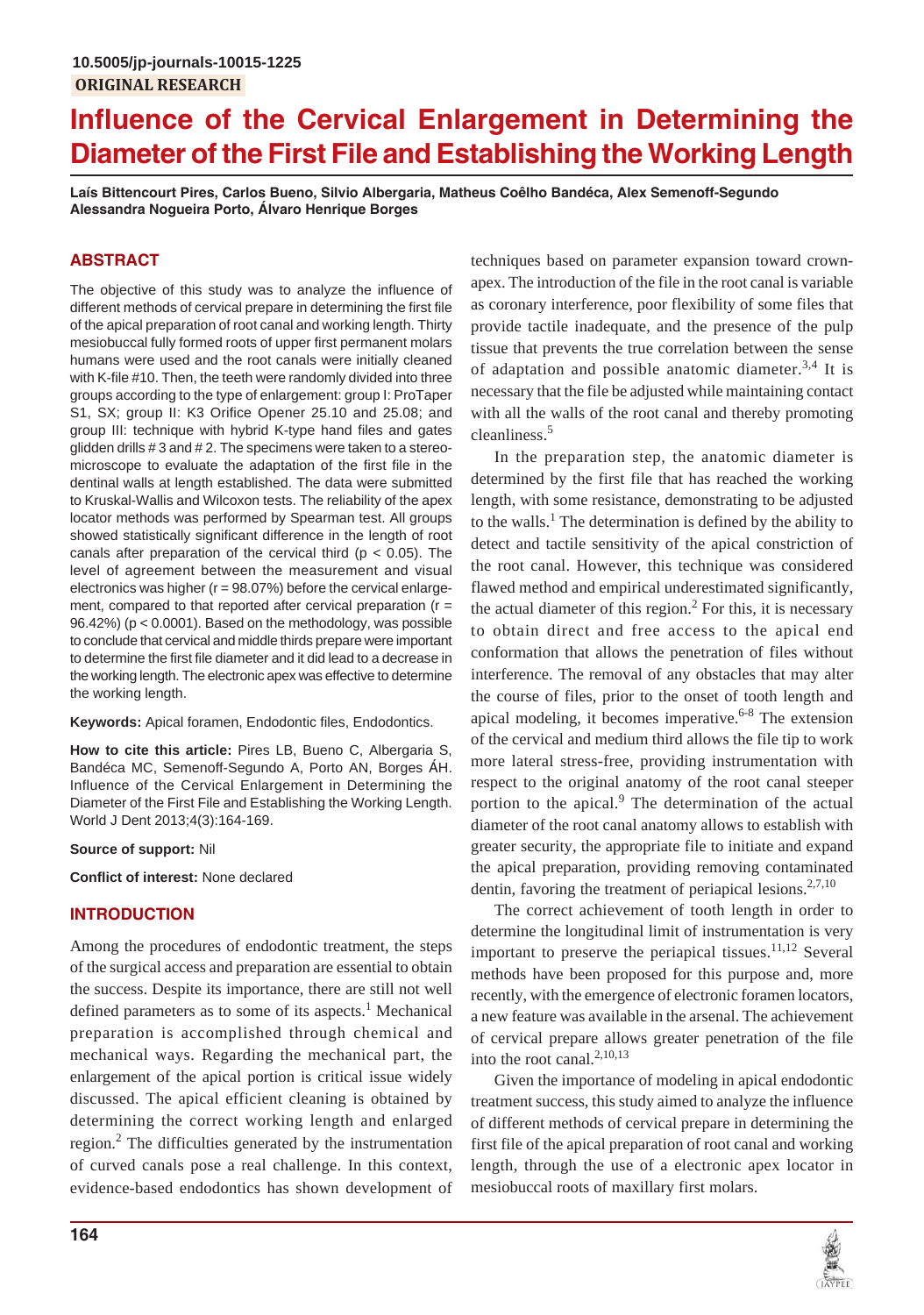10.5005/jp-journals-10015-1225

ORIGINAL RESEARCH

# Influence of the Cervical Enlargement in Determining the Diameter of the First File and Establishing the Working Length

**Laís Bittencourt Pires, Carlos Bueno, Silvio Albergaria, Matheus Coêlho Bandéca, Alex Semenoff-Segundo Alessandra Nogueira Porto, Álvaro Henrique Borges**

## ABSTRACT

The objective of this study was to analyze the influence of different methods of cervical prepare in determining the first file of the apical preparation of root canal and working length. Thirty mesiobuccal fully formed roots of upper first permanent molars humans were used and the root canals were initially cleaned with K-file #10. Then, the teeth were randomly divided into three groups according to the type of enlargement: group I: ProTaper S1, SX; group II: K3 Orifice Opener 25.10 and 25.08; and group III: technique with hybrid K-type hand files and gates glidden drills # 3 and # 2. The specimens were taken to a stereomicroscope to evaluate the adaptation of the first file in the dentinal walls at length established. The data were submitted to Kruskal-Wallis and Wilcoxon tests. The reliability of the apex locator methods was performed by Spearman test. All groups showed statistically significant difference in the length of root canals after preparation of the cervical third ($p < 0.05$). The level of agreement between the measurement and visual electronics was higher ($r = 98.07\%$) before the cervical enlargement, compared to that reported after cervical preparation ($r = 96.42\%$) ($p < 0.0001$). Based on the methodology, was possible to conclude that cervical and middle thirds prepare were important to determine the first file diameter and it did lead to a decrease in the working length. The electronic apex was effective to determine the working length.

**Keywords:** Apical foramen, Endodontic files, Endodontics.

**How to cite this article:** Pires LB, Bueno C, Albergaria S, Bandéca MC, Semenoff-Segundo A, Porto AN, Borges ÁH. Influence of the Cervical Enlargement in Determining the Diameter of the First File and Establishing the Working Length. World J Dent 2013;4(3):164-169.

**Source of support:** Nil

**Conflict of interest:** None declared

## INTRODUCTION

Among the procedures of endodontic treatment, the steps of the surgical access and preparation are essential to obtain the success. Despite its importance, there are still not well defined parameters as to some of its aspects.[1] Mechanical preparation is accomplished through chemical and mechanical ways. Regarding the mechanical part, the enlargement of the apical portion is critical issue widely discussed. The apical efficient cleaning is obtained by determining the correct working length and enlarged region.[2] The difficulties generated by the instrumentation of curved canals pose a real challenge. In this context, evidence-based endodontics has shown development of techniques based on parameter expansion toward crown-apex. The introduction of the file in the root canal is variable as coronary interference, poor flexibility of some files that provide tactile inadequate, and the presence of the pulp tissue that prevents the true correlation between the sense of adaptation and possible anatomic diameter.[3,4] It is necessary that the file be adjusted while maintaining contact with all the walls of the root canal and thereby promoting cleanliness.[5]

In the preparation step, the anatomic diameter is determined by the first file that has reached the working length, with some resistance, demonstrating to be adjusted to the walls.[1] The determination is defined by the ability to detect and tactile sensitivity of the apical constriction of the root canal. However, this technique was considered flawed method and empirical underestimated significantly, the actual diameter of this region.[2] For this, it is necessary to obtain direct and free access to the apical end conformation that allows the penetration of files without interference. The removal of any obstacles that may alter the course of files, prior to the onset of tooth length and apical modeling, it becomes imperative.[6-8] The extension of the cervical and medium third allows the file tip to work more lateral stress-free, providing instrumentation with respect to the original anatomy of the root canal steeper portion to the apical.[9] The determination of the actual diameter of the root canal anatomy allows to establish with greater security, the appropriate file to initiate and expand the apical preparation, providing removing contaminated dentin, favoring the treatment of periapical lesions.[2,7,10]

The correct achievement of tooth length in order to determine the longitudinal limit of instrumentation is very important to preserve the periapical tissues.[11,12] Several methods have been proposed for this purpose and, more recently, with the emergence of electronic foramen locators, a new feature was available in the arsenal. The achievement of cervical prepare allows greater penetration of the file into the root canal.[2,10,13]

Given the importance of modeling in apical endodontic treatment success, this study aimed to analyze the influence of different methods of cervical prepare in determining the first file of the apical preparation of root canal and working length, through the use of a electronic apex locator in mesiobuccal roots of maxillary first molars.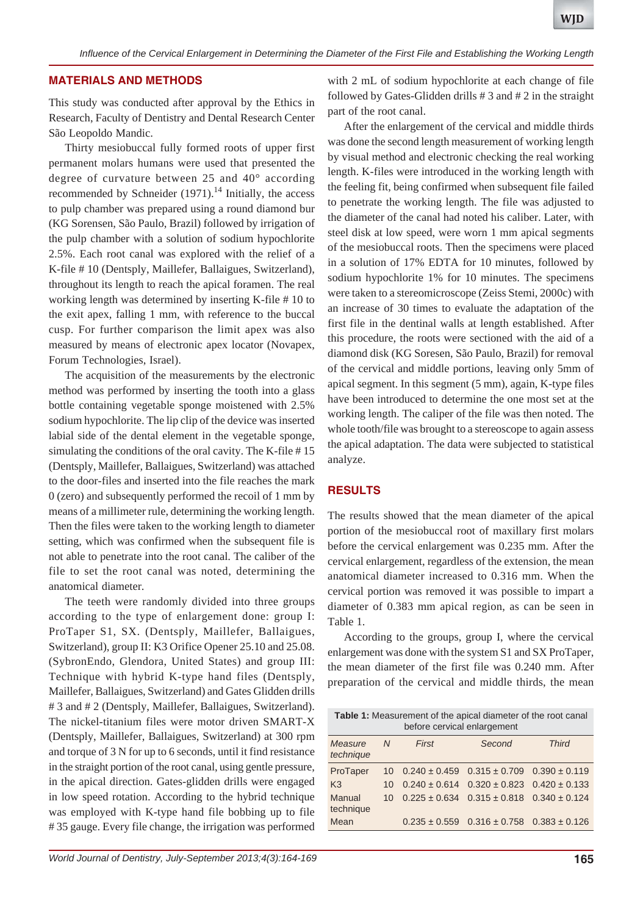## MATERIALS AND METHODS

This study was conducted after approval by the Ethics in Research, Faculty of Dentistry and Dental Research Center São Leopoldo Mandic.

Thirty mesiobuccal fully formed roots of upper first permanent molars humans were used that presented the degree of curvature between 25 and 40° according recommended by Schneider (1971).[14] Initially, the access to pulp chamber was prepared using a round diamond bur (KG Sorensen, São Paulo, Brazil) followed by irrigation of the pulp chamber with a solution of sodium hypochlorite 2.5%. Each root canal was explored with the relief of a K-file # 10 (Dentsply, Maillefer, Ballaigues, Switzerland), throughout its length to reach the apical foramen. The real working length was determined by inserting K-file # 10 to the exit apex, falling 1 mm, with reference to the buccal cusp. For further comparison the limit apex was also measured by means of electronic apex locator (Novapex, Forum Technologies, Israel).

The acquisition of the measurements by the electronic method was performed by inserting the tooth into a glass bottle containing vegetable sponge moistened with 2.5% sodium hypochlorite. The lip clip of the device was inserted labial side of the dental element in the vegetable sponge, simulating the conditions of the oral cavity. The K-file # 15 (Dentsply, Maillefer, Ballaigues, Switzerland) was attached to the door-files and inserted into the file reaches the mark 0 (zero) and subsequently performed the recoil of 1 mm by means of a millimeter rule, determining the working length. Then the files were taken to the working length to diameter setting, which was confirmed when the subsequent file is not able to penetrate into the root canal. The caliber of the file to set the root canal was noted, determining the anatomical diameter.

The teeth were randomly divided into three groups according to the type of enlargement done: group I: ProTaper S1, SX. (Dentsply, Maillefer, Ballaigues, Switzerland), group II: K3 Orifice Opener 25.10 and 25.08. (SybronEndo, Glendora, United States) and group III: Technique with hybrid K-type hand files (Dentsply, Maillefer, Ballaigues, Switzerland) and Gates Glidden drills # 3 and # 2 (Dentsply, Maillefer, Ballaigues, Switzerland). The nickel-titanium files were motor driven SMART-X (Dentsply, Maillefer, Ballaigues, Switzerland) at 300 rpm and torque of 3 N for up to 6 seconds, until it find resistance in the straight portion of the root canal, using gentle pressure, in the apical direction. Gates-glidden drills were engaged in low speed rotation. According to the hybrid technique was employed with K-type hand file bobbing up to file # 35 gauge. Every file change, the irrigation was performed with 2 mL of sodium hypochlorite at each change of file followed by Gates-Glidden drills # 3 and # 2 in the straight part of the root canal.

After the enlargement of the cervical and middle thirds was done the second length measurement of working length by visual method and electronic checking the real working length. K-files were introduced in the working length with the feeling fit, being confirmed when subsequent file failed to penetrate the working length. The file was adjusted to the diameter of the canal had noted his caliber. Later, with steel disk at low speed, were worn 1 mm apical segments of the mesiobuccal roots. Then the specimens were placed in a solution of 17% EDTA for 10 minutes, followed by sodium hypochlorite 1% for 10 minutes. The specimens were taken to a stereomicroscope (Zeiss Stemi, 2000c) with an increase of 30 times to evaluate the adaptation of the first file in the dentinal walls at length established. After this procedure, the roots were sectioned with the aid of a diamond disk (KG Soresen, São Paulo, Brazil) for removal of the cervical and middle portions, leaving only 5mm of apical segment. In this segment (5 mm), again, K-type files have been introduced to determine the one most set at the working length. The caliper of the file was then noted. The whole tooth/file was brought to a stereoscope to again assess the apical adaptation. The data were subjected to statistical analyze.

## RESULTS

The results showed that the mean diameter of the apical portion of the mesiobuccal root of maxillary first molars before the cervical enlargement was 0.235 mm. After the cervical enlargement, regardless of the extension, the mean anatomical diameter increased to 0.316 mm. When the cervical portion was removed it was possible to impart a diameter of 0.383 mm apical region, as can be seen in Table 1.

According to the groups, group I, where the cervical enlargement was done with the system S1 and SX ProTaper, the mean diameter of the first file was 0.240 mm. After preparation of the cervical and middle thirds, the mean

**Table 1:** Measurement of the apical diameter of the root canal before cervical enlargement

| *Measure technique* | *N* | *First* | *Second* | *Third* |
|---|---|---|---|---|
| ProTaper | 10 | 0.240 ± 0.459 | 0.315 ± 0.709 | 0.390 ± 0.119 |
| K3 | 10 | 0.240 ± 0.614 | 0.320 ± 0.823 | 0.420 ± 0.133 |
| Manual technique | 10 | 0.225 ± 0.634 | 0.315 ± 0.818 | 0.340 ± 0.124 |
| Mean | | 0.235 ± 0.559 | 0.316 ± 0.758 | 0.383 ± 0.126 |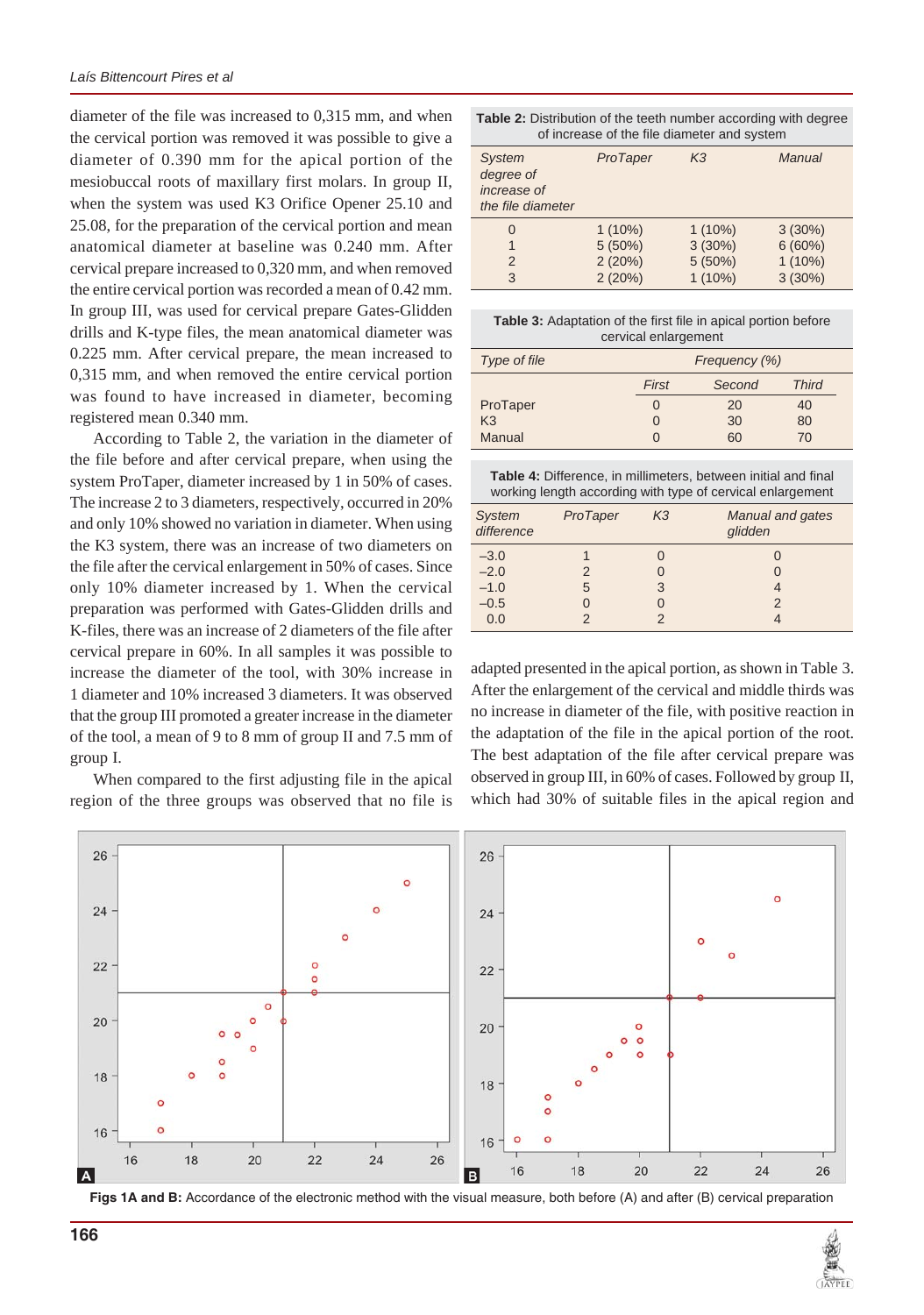diameter of the file was increased to 0,315 mm, and when the cervical portion was removed it was possible to give a diameter of 0.390 mm for the apical portion of the mesiobuccal roots of maxillary first molars. In group II, when the system was used K3 Orifice Opener 25.10 and 25.08, for the preparation of the cervical portion and mean anatomical diameter at baseline was 0.240 mm. After cervical prepare increased to 0,320 mm, and when removed the entire cervical portion was recorded a mean of 0.42 mm. In group III, was used for cervical prepare Gates-Glidden drills and K-type files, the mean anatomical diameter was 0.225 mm. After cervical prepare, the mean increased to 0,315 mm, and when removed the entire cervical portion was found to have increased in diameter, becoming registered mean 0.340 mm.

According to Table 2, the variation in the diameter of the file before and after cervical prepare, when using the system ProTaper, diameter increased by 1 in 50% of cases. The increase 2 to 3 diameters, respectively, occurred in 20% and only 10% showed no variation in diameter. When using the K3 system, there was an increase of two diameters on the file after the cervical enlargement in 50% of cases. Since only 10% diameter increased by 1. When the cervical preparation was performed with Gates-Glidden drills and K-files, there was an increase of 2 diameters of the file after cervical prepare in 60%. In all samples it was possible to increase the diameter of the tool, with 30% increase in 1 diameter and 10% increased 3 diameters. It was observed that the group III promoted a greater increase in the diameter of the tool, a mean of 9 to 8 mm of group II and 7.5 mm of group I.

When compared to the first adjusting file in the apical region of the three groups was observed that no file is adapted presented in the apical portion, as shown in Table 3. After the enlargement of the cervical and middle thirds was no increase in diameter of the file, with positive reaction in the adaptation of the file in the apical portion of the root. The best adaptation of the file after cervical prepare was observed in group III, in 60% of cases. Followed by group II, which had 30% of suitable files in the apical region and

**Table 2:** Distribution of the teeth number according with degree of increase of the file diameter and system

| *System degree of increase of the file diameter* | *ProTaper* | *K3* | *Manual* |
|---|---|---|---|
| 0 | 1 (10%) | 1 (10%) | 3 (30%) |
| 1 | 5 (50%) | 3 (30%) | 6 (60%) |
| 2 | 2 (20%) | 5 (50%) | 1 (10%) |
| 3 | 2 (20%) | 1 (10%) | 3 (30%) |

**Table 3:** Adaptation of the first file in apical portion before cervical enlargement

| *Type of file* | *Frequency (%)* | | |
|---|---|---|---|
| | *First* | *Second* | *Third* |
| ProTaper | 0 | 20 | 40 |
| K3 | 0 | 30 | 80 |
| Manual | 0 | 60 | 70 |

**Table 4:** Difference, in millimeters, between initial and final working length according with type of cervical enlargement

| *System difference* | *ProTaper* | *K3* | *Manual and gates glidden* |
|---|---|---|---|
| –3.0 | 1 | 0 | 0 |
| –2.0 | 2 | 0 | 0 |
| –1.0 | 5 | 3 | 4 |
| –0.5 | 0 | 0 | 2 |
| 0.0 | 2 | 2 | 4 |

**Figs 1A and B:** Accordance of the electronic method with the visual measure, both before (A) and after (B) cervical preparation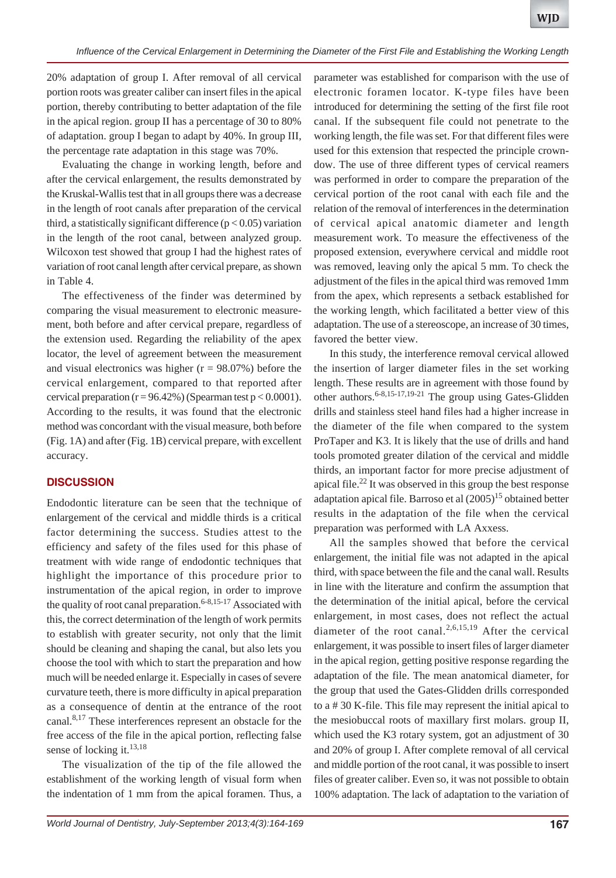20% adaptation of group I. After removal of all cervical portion roots was greater caliber can insert files in the apical portion, thereby contributing to better adaptation of the file in the apical region. group II has a percentage of 30 to 80% of adaptation. group I began to adapt by 40%. In group III, the percentage rate adaptation in this stage was 70%.

Evaluating the change in working length, before and after the cervical enlargement, the results demonstrated by the Kruskal-Wallis test that in all groups there was a decrease in the length of root canals after preparation of the cervical third, a statistically significant difference ($p < 0.05$) variation in the length of the root canal, between analyzed group. Wilcoxon test showed that group I had the highest rates of variation of root canal length after cervical prepare, as shown in Table 4.

The effectiveness of the finder was determined by comparing the visual measurement to electronic measurement, both before and after cervical prepare, regardless of the extension used. Regarding the reliability of the apex locator, the level of agreement between the measurement and visual electronics was higher ($r = 98.07\%$) before the cervical enlargement, compared to that reported after cervical preparation ($r = 96.42\%$) (Spearman test $p < 0.0001$). According to the results, it was found that the electronic method was concordant with the visual measure, both before (Fig. 1A) and after (Fig. 1B) cervical prepare, with excellent accuracy.

## DISCUSSION

Endodontic literature can be seen that the technique of enlargement of the cervical and middle thirds is a critical factor determining the success. Studies attest to the efficiency and safety of the files used for this phase of treatment with wide range of endodontic techniques that highlight the importance of this procedure prior to instrumentation of the apical region, in order to improve the quality of root canal preparation.[6-8,15-17] Associated with this, the correct determination of the length of work permits to establish with greater security, not only that the limit should be cleaning and shaping the canal, but also lets you choose the tool with which to start the preparation and how much will be needed enlarge it. Especially in cases of severe curvature teeth, there is more difficulty in apical preparation as a consequence of dentin at the entrance of the root canal.[8,17] These interferences represent an obstacle for the free access of the file in the apical portion, reflecting false sense of locking it.[13,18]

The visualization of the tip of the file allowed the establishment of the working length of visual form when the indentation of 1 mm from the apical foramen. Thus, a parameter was established for comparison with the use of electronic foramen locator. K-type files have been introduced for determining the setting of the first file root canal. If the subsequent file could not penetrate to the working length, the file was set. For that different files were used for this extension that respected the principle crown-dow. The use of three different types of cervical reamers was performed in order to compare the preparation of the cervical portion of the root canal with each file and the relation of the removal of interferences in the determination of cervical apical anatomic diameter and length measurement work. To measure the effectiveness of the proposed extension, everywhere cervical and middle root was removed, leaving only the apical 5 mm. To check the adjustment of the files in the apical third was removed 1mm from the apex, which represents a setback established for the working length, which facilitated a better view of this adaptation. The use of a stereoscope, an increase of 30 times, favored the better view.

In this study, the interference removal cervical allowed the insertion of larger diameter files in the set working length. These results are in agreement with those found by other authors.[6-8,15-17,19-21] The group using Gates-Glidden drills and stainless steel hand files had a higher increase in the diameter of the file when compared to the system ProTaper and K3. It is likely that the use of drills and hand tools promoted greater dilation of the cervical and middle thirds, an important factor for more precise adjustment of apical file.[22] It was observed in this group the best response adaptation apical file. Barroso et al (2005)[15] obtained better results in the adaptation of the file when the cervical preparation was performed with LA Axxess.

All the samples showed that before the cervical enlargement, the initial file was not adapted in the apical third, with space between the file and the canal wall. Results in line with the literature and confirm the assumption that the determination of the initial apical, before the cervical enlargement, in most cases, does not reflect the actual diameter of the root canal.[2,6,15,19] After the cervical enlargement, it was possible to insert files of larger diameter in the apical region, getting positive response regarding the adaptation of the file. The mean anatomical diameter, for the group that used the Gates-Glidden drills corresponded to a # 30 K-file. This file may represent the initial apical to the mesiobuccal roots of maxillary first molars. group II, which used the K3 rotary system, got an adjustment of 30 and 20% of group I. After complete removal of all cervical and middle portion of the root canal, it was possible to insert files of greater caliber. Even so, it was not possible to obtain 100% adaptation. The lack of adaptation to the variation of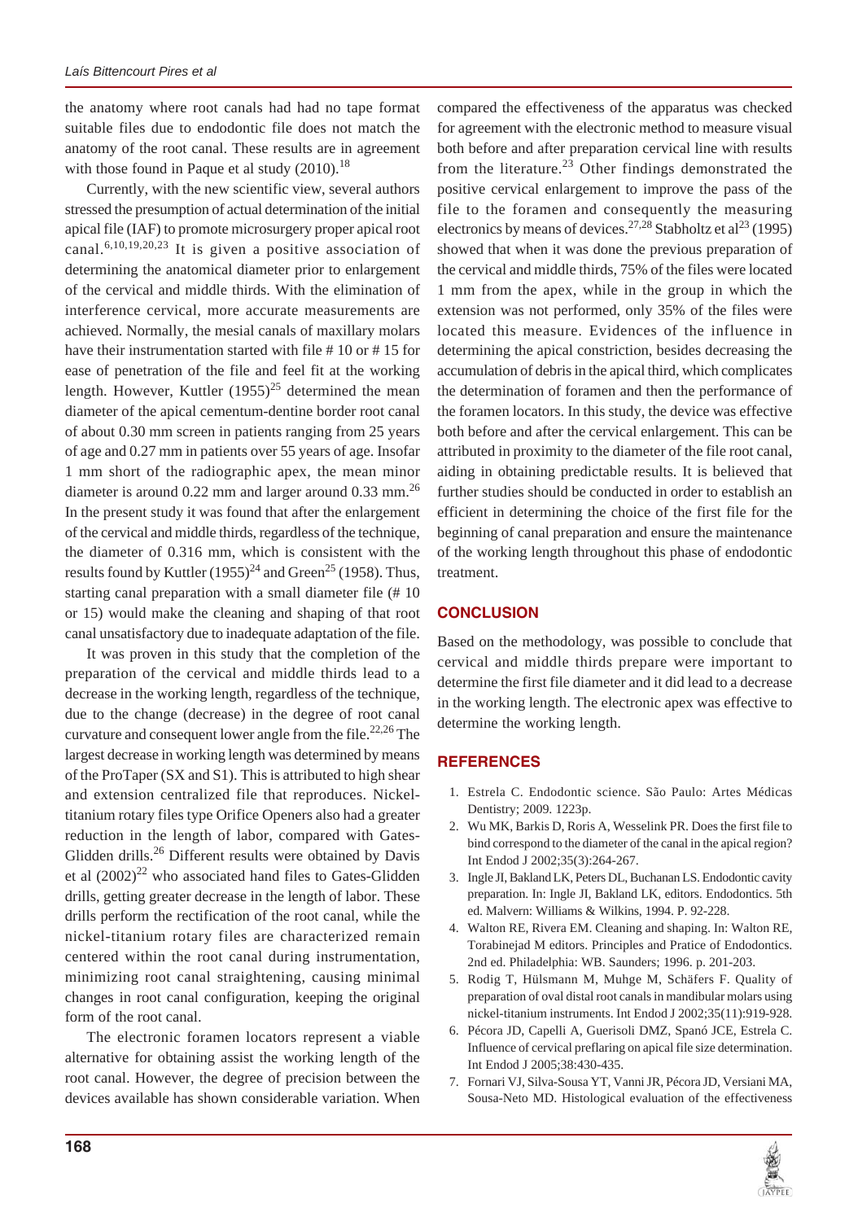the anatomy where root canals had had no tape format suitable files due to endodontic file does not match the anatomy of the root canal. These results are in agreement with those found in Paque et al study (2010).[18]

Currently, with the new scientific view, several authors stressed the presumption of actual determination of the initial apical file (IAF) to promote microsurgery proper apical root canal.[6,10,19,20,23] It is given a positive association of determining the anatomical diameter prior to enlargement of the cervical and middle thirds. With the elimination of interference cervical, more accurate measurements are achieved. Normally, the mesial canals of maxillary molars have their instrumentation started with file # 10 or # 15 for ease of penetration of the file and feel fit at the working length. However, Kuttler (1955)[25] determined the mean diameter of the apical cementum-dentine border root canal of about 0.30 mm screen in patients ranging from 25 years of age and 0.27 mm in patients over 55 years of age. Insofar 1 mm short of the radiographic apex, the mean minor diameter is around 0.22 mm and larger around 0.33 mm.[26] In the present study it was found that after the enlargement of the cervical and middle thirds, regardless of the technique, the diameter of 0.316 mm, which is consistent with the results found by Kuttler (1955)[24] and Green[25] (1958). Thus, starting canal preparation with a small diameter file (# 10 or 15) would make the cleaning and shaping of that root canal unsatisfactory due to inadequate adaptation of the file.

It was proven in this study that the completion of the preparation of the cervical and middle thirds lead to a decrease in the working length, regardless of the technique, due to the change (decrease) in the degree of root canal curvature and consequent lower angle from the file.[22,26] The largest decrease in working length was determined by means of the ProTaper (SX and S1). This is attributed to high shear and extension centralized file that reproduces. Nickel-titanium rotary files type Orifice Openers also had a greater reduction in the length of labor, compared with Gates-Glidden drills.[26] Different results were obtained by Davis et al (2002)[22] who associated hand files to Gates-Glidden drills, getting greater decrease in the length of labor. These drills perform the rectification of the root canal, while the nickel-titanium rotary files are characterized remain centered within the root canal during instrumentation, minimizing root canal straightening, causing minimal changes in root canal configuration, keeping the original form of the root canal.

The electronic foramen locators represent a viable alternative for obtaining assist the working length of the root canal. However, the degree of precision between the devices available has shown considerable variation. When compared the effectiveness of the apparatus was checked for agreement with the electronic method to measure visual both before and after preparation cervical line with results from the literature.[23] Other findings demonstrated the positive cervical enlargement to improve the pass of the file to the foramen and consequently the measuring electronics by means of devices.[27,28] Stabholtz et al[23] (1995) showed that when it was done the previous preparation of the cervical and middle thirds, 75% of the files were located 1 mm from the apex, while in the group in which the extension was not performed, only 35% of the files were located this measure. Evidences of the influence in determining the apical constriction, besides decreasing the accumulation of debris in the apical third, which complicates the determination of foramen and then the performance of the foramen locators. In this study, the device was effective both before and after the cervical enlargement. This can be attributed in proximity to the diameter of the file root canal, aiding in obtaining predictable results. It is believed that further studies should be conducted in order to establish an efficient in determining the choice of the first file for the beginning of canal preparation and ensure the maintenance of the working length throughout this phase of endodontic treatment.

## CONCLUSION

Based on the methodology, was possible to conclude that cervical and middle thirds prepare were important to determine the first file diameter and it did lead to a decrease in the working length. The electronic apex was effective to determine the working length.

## REFERENCES

1. Estrela C. Endodontic science. São Paulo: Artes Médicas Dentistry; 2009. 1223p.
2. Wu MK, Barkis D, Roris A, Wesselink PR. Does the first file to bind correspond to the diameter of the canal in the apical region? Int Endod J 2002;35(3):264-267.
3. Ingle JI, Bakland LK, Peters DL, Buchanan LS. Endodontic cavity preparation. In: Ingle JI, Bakland LK, editors. Endodontics. 5th ed. Malvern: Williams & Wilkins, 1994. P. 92-228.
4. Walton RE, Rivera EM. Cleaning and shaping. In: Walton RE, Torabinejad M editors. Principles and Pratice of Endodontics. 2nd ed. Philadelphia: WB. Saunders; 1996. p. 201-203.
5. Rodig T, Hülsmann M, Muhge M, Schäfers F. Quality of preparation of oval distal root canals in mandibular molars using nickel-titanium instruments. Int Endod J 2002;35(11):919-928.
6. Pécora JD, Capelli A, Guerisoli DMZ, Spanó JCE, Estrela C. Influence of cervical preflaring on apical file size determination. Int Endod J 2005;38:430-435.
7. Fornari VJ, Silva-Sousa YT, Vanni JR, Pécora JD, Versiani MA, Sousa-Neto MD. Histological evaluation of the effectiveness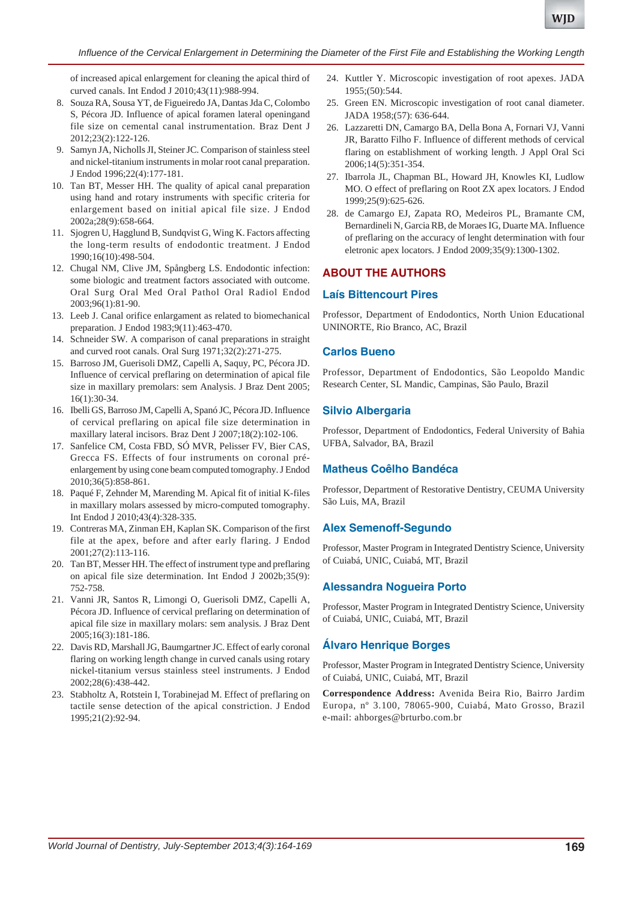of increased apical enlargement for cleaning the apical third of curved canals. Int Endod J 2010;43(11):988-994.

8. Souza RA, Sousa YT, de Figueiredo JA, Dantas Jda C, Colombo S, Pécora JD. Influence of apical foramen lateral openingand file size on cemental canal instrumentation. Braz Dent J 2012;23(2):122-126.
9. Samyn JA, Nicholls JI, Steiner JC. Comparison of stainless steel and nickel-titanium instruments in molar root canal preparation. J Endod 1996;22(4):177-181.
10. Tan BT, Messer HH. The quality of apical canal preparation using hand and rotary instruments with specific criteria for enlargement based on initial apical file size. J Endod 2002a;28(9):658-664.
11. Sjogren U, Hagglund B, Sundqvist G, Wing K. Factors affecting the long-term results of endodontic treatment. J Endod 1990;16(10):498-504.
12. Chugal NM, Clive JM, Spångberg LS. Endodontic infection: some biologic and treatment factors associated with outcome. Oral Surg Oral Med Oral Pathol Oral Radiol Endod 2003;96(1):81-90.
13. Leeb J. Canal orifice enlargement as related to biomechanical preparation. J Endod 1983;9(11):463-470.
14. Schneider SW. A comparison of canal preparations in straight and curved root canals. Oral Surg 1971;32(2):271-275.
15. Barroso JM, Guerisoli DMZ, Capelli A, Saquy, PC, Pécora JD. Influence of cervical preflaring on determination of apical file size in maxillary premolars: sem Analysis. J Braz Dent 2005; 16(1):30-34.
16. Ibelli GS, Barroso JM, Capelli A, Spanó JC, Pécora JD. Influence of cervical preflaring on apical file size determination in maxillary lateral incisors. Braz Dent J 2007;18(2):102-106.
17. Sanfelice CM, Costa FBD, SÓ MVR, Pelisser FV, Bier CAS, Grecca FS. Effects of four instruments on coronal pré-enlargement by using cone beam computed tomography. J Endod 2010;36(5):858-861.
18. Paqué F, Zehnder M, Marending M. Apical fit of initial K-files in maxillary molars assessed by micro-computed tomography. Int Endod J 2010;43(4):328-335.
19. Contreras MA, Zinman EH, Kaplan SK. Comparison of the first file at the apex, before and after early flaring. J Endod 2001;27(2):113-116.
20. Tan BT, Messer HH. The effect of instrument type and preflaring on apical file size determination. Int Endod J 2002b;35(9): 752-758.
21. Vanni JR, Santos R, Limongi O, Guerisoli DMZ, Capelli A, Pécora JD. Influence of cervical preflaring on determination of apical file size in maxillary molars: sem analysis. J Braz Dent 2005;16(3):181-186.
22. Davis RD, Marshall JG, Baumgartner JC. Effect of early coronal flaring on working length change in curved canals using rotary nickel-titanium versus stainless steel instruments. J Endod 2002;28(6):438-442.
23. Stabholtz A, Rotstein I, Torabinejad M. Effect of preflaring on tactile sense detection of the apical constriction. J Endod 1995;21(2):92-94.
24. Kuttler Y. Microscopic investigation of root apexes. JADA 1955;(50):544.
25. Green EN. Microscopic investigation of root canal diameter. JADA 1958;(57): 636-644.
26. Lazzaretti DN, Camargo BA, Della Bona A, Fornari VJ, Vanni JR, Baratto Filho F. Influence of different methods of cervical flaring on establishment of working length. J Appl Oral Sci 2006;14(5):351-354.
27. Ibarrola JL, Chapman BL, Howard JH, Knowles KI, Ludlow MO. O effect of preflaring on Root ZX apex locators. J Endod 1999;25(9):625-626.
28. de Camargo EJ, Zapata RO, Medeiros PL, Bramante CM, Bernardineli N, Garcia RB, de Moraes IG, Duarte MA. Influence of preflaring on the accuracy of lenght determination with four eletronic apex locators. J Endod 2009;35(9):1300-1302.

## ABOUT THE AUTHORS

### Laís Bittencourt Pires

Professor, Department of Endodontics, North Union Educational UNINORTE, Rio Branco, AC, Brazil

### Carlos Bueno

Professor, Department of Endodontics, São Leopoldo Mandic Research Center, SL Mandic, Campinas, São Paulo, Brazil

### Silvio Albergaria

Professor, Department of Endodontics, Federal University of Bahia UFBA, Salvador, BA, Brazil

### Matheus Coêlho Bandéca

Professor, Department of Restorative Dentistry, CEUMA University São Luis, MA, Brazil

### Alex Semenoff-Segundo

Professor, Master Program in Integrated Dentistry Science, University of Cuiabá, UNIC, Cuiabá, MT, Brazil

### Alessandra Nogueira Porto

Professor, Master Program in Integrated Dentistry Science, University of Cuiabá, UNIC, Cuiabá, MT, Brazil

### Álvaro Henrique Borges

Professor, Master Program in Integrated Dentistry Science, University of Cuiabá, UNIC, Cuiabá, MT, Brazil

**Correspondence Address:** Avenida Beira Rio, Bairro Jardim Europa, nº 3.100, 78065-900, Cuiabá, Mato Grosso, Brazil e-mail: ahborges@brturbo.com.br